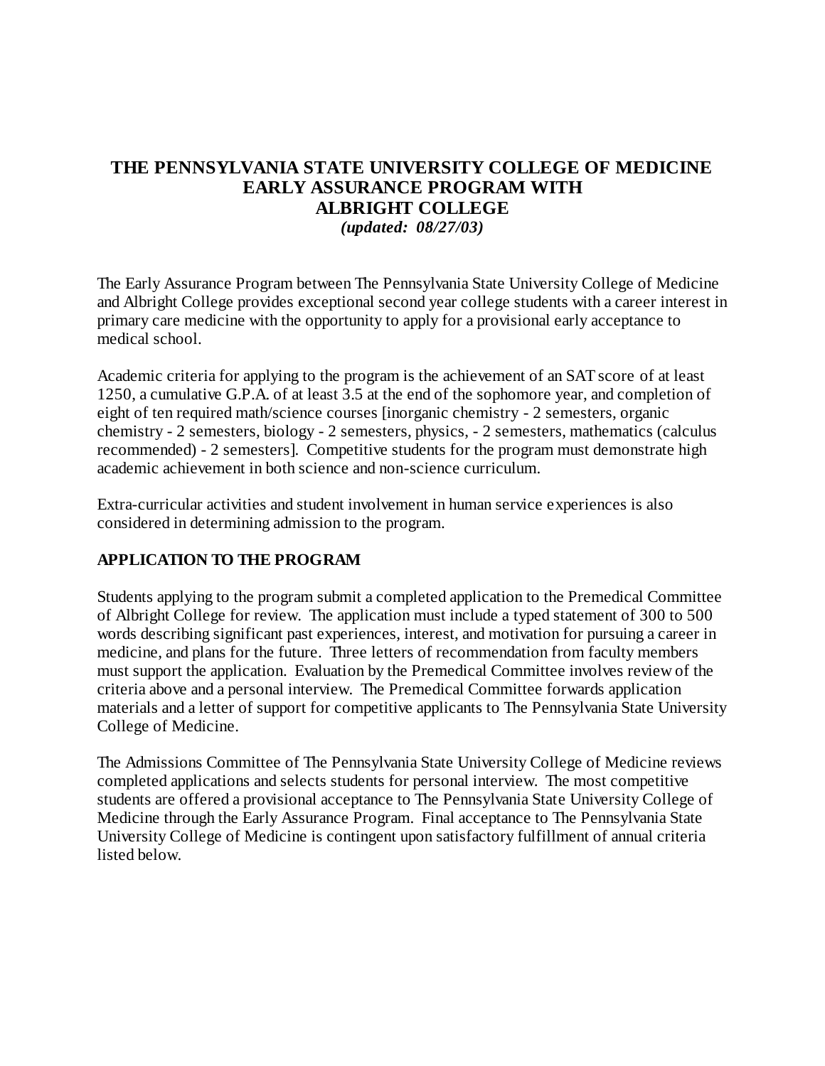# THE PENNSYLVANIA STATE UNIVERSITY COLLEGE OF MEDICINE EARLY ASSURANCE PROGRAM WITH ALBRIGHT COLLEGE

***(updated: 08/27/03)***

The Early Assurance Program between The Pennsylvania State University College of Medicine and Albright College provides exceptional second year college students with a career interest in primary care medicine with the opportunity to apply for a provisional early acceptance to medical school.

Academic criteria for applying to the program is the achievement of an SAT score of at least 1250, a cumulative G.P.A. of at least 3.5 at the end of the sophomore year, and completion of eight of ten required math/science courses [inorganic chemistry - 2 semesters, organic chemistry - 2 semesters, biology - 2 semesters, physics, - 2 semesters, mathematics (calculus recommended) - 2 semesters]. Competitive students for the program must demonstrate high academic achievement in both science and non-science curriculum.

Extra-curricular activities and student involvement in human service experiences is also considered in determining admission to the program.

## APPLICATION TO THE PROGRAM

Students applying to the program submit a completed application to the Premedical Committee of Albright College for review. The application must include a typed statement of 300 to 500 words describing significant past experiences, interest, and motivation for pursuing a career in medicine, and plans for the future. Three letters of recommendation from faculty members must support the application. Evaluation by the Premedical Committee involves review of the criteria above and a personal interview. The Premedical Committee forwards application materials and a letter of support for competitive applicants to The Pennsylvania State University College of Medicine.

The Admissions Committee of The Pennsylvania State University College of Medicine reviews completed applications and selects students for personal interview. The most competitive students are offered a provisional acceptance to The Pennsylvania State University College of Medicine through the Early Assurance Program. Final acceptance to The Pennsylvania State University College of Medicine is contingent upon satisfactory fulfillment of annual criteria listed below.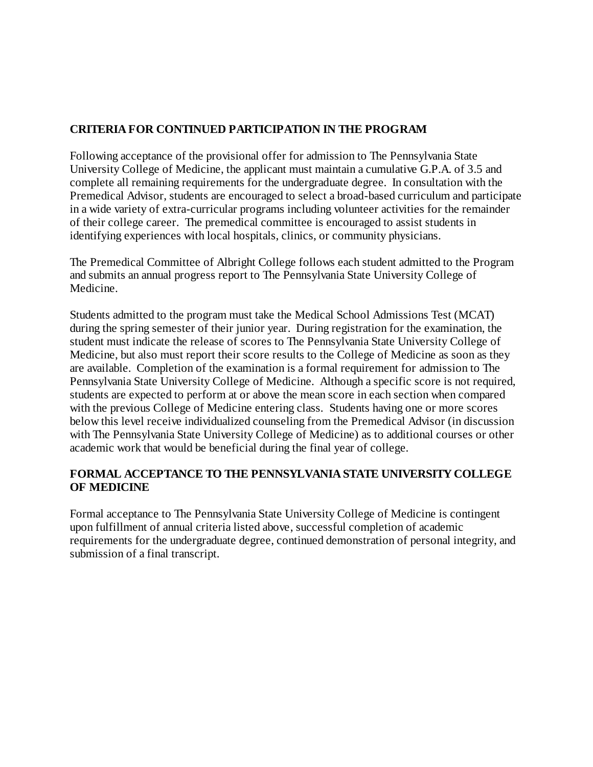## CRITERIA FOR CONTINUED PARTICIPATION IN THE PROGRAM

Following acceptance of the provisional offer for admission to The Pennsylvania State University College of Medicine, the applicant must maintain a cumulative G.P.A. of 3.5 and complete all remaining requirements for the undergraduate degree. In consultation with the Premedical Advisor, students are encouraged to select a broad-based curriculum and participate in a wide variety of extra-curricular programs including volunteer activities for the remainder of their college career. The premedical committee is encouraged to assist students in identifying experiences with local hospitals, clinics, or community physicians.

The Premedical Committee of Albright College follows each student admitted to the Program and submits an annual progress report to The Pennsylvania State University College of Medicine.

Students admitted to the program must take the Medical School Admissions Test (MCAT) during the spring semester of their junior year. During registration for the examination, the student must indicate the release of scores to The Pennsylvania State University College of Medicine, but also must report their score results to the College of Medicine as soon as they are available. Completion of the examination is a formal requirement for admission to The Pennsylvania State University College of Medicine. Although a specific score is not required, students are expected to perform at or above the mean score in each section when compared with the previous College of Medicine entering class. Students having one or more scores below this level receive individualized counseling from the Premedical Advisor (in discussion with The Pennsylvania State University College of Medicine) as to additional courses or other academic work that would be beneficial during the final year of college.

## FORMAL ACCEPTANCE TO THE PENNSYLVANIA STATE UNIVERSITY COLLEGE OF MEDICINE

Formal acceptance to The Pennsylvania State University College of Medicine is contingent upon fulfillment of annual criteria listed above, successful completion of academic requirements for the undergraduate degree, continued demonstration of personal integrity, and submission of a final transcript.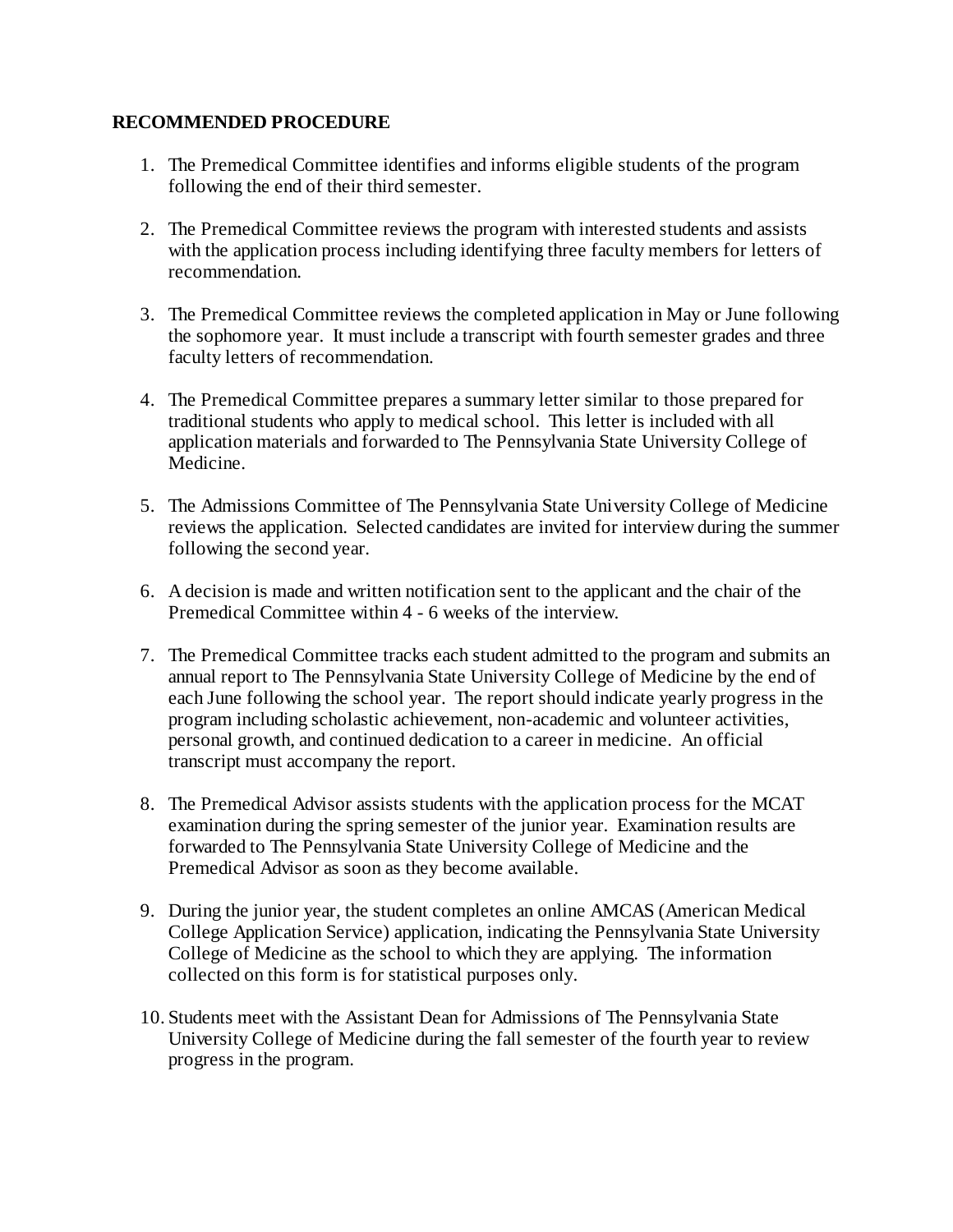**RECOMMENDED PROCEDURE**

1. The Premedical Committee identifies and informs eligible students of the program following the end of their third semester.

2. The Premedical Committee reviews the program with interested students and assists with the application process including identifying three faculty members for letters of recommendation.

3. The Premedical Committee reviews the completed application in May or June following the sophomore year. It must include a transcript with fourth semester grades and three faculty letters of recommendation.

4. The Premedical Committee prepares a summary letter similar to those prepared for traditional students who apply to medical school. This letter is included with all application materials and forwarded to The Pennsylvania State University College of Medicine.

5. The Admissions Committee of The Pennsylvania State University College of Medicine reviews the application. Selected candidates are invited for interview during the summer following the second year.

6. A decision is made and written notification sent to the applicant and the chair of the Premedical Committee within 4 - 6 weeks of the interview.

7. The Premedical Committee tracks each student admitted to the program and submits an annual report to The Pennsylvania State University College of Medicine by the end of each June following the school year. The report should indicate yearly progress in the program including scholastic achievement, non-academic and volunteer activities, personal growth, and continued dedication to a career in medicine. An official transcript must accompany the report.

8. The Premedical Advisor assists students with the application process for the MCAT examination during the spring semester of the junior year. Examination results are forwarded to The Pennsylvania State University College of Medicine and the Premedical Advisor as soon as they become available.

9. During the junior year, the student completes an online AMCAS (American Medical College Application Service) application, indicating the Pennsylvania State University College of Medicine as the school to which they are applying. The information collected on this form is for statistical purposes only.

10. Students meet with the Assistant Dean for Admissions of The Pennsylvania State University College of Medicine during the fall semester of the fourth year to review progress in the program.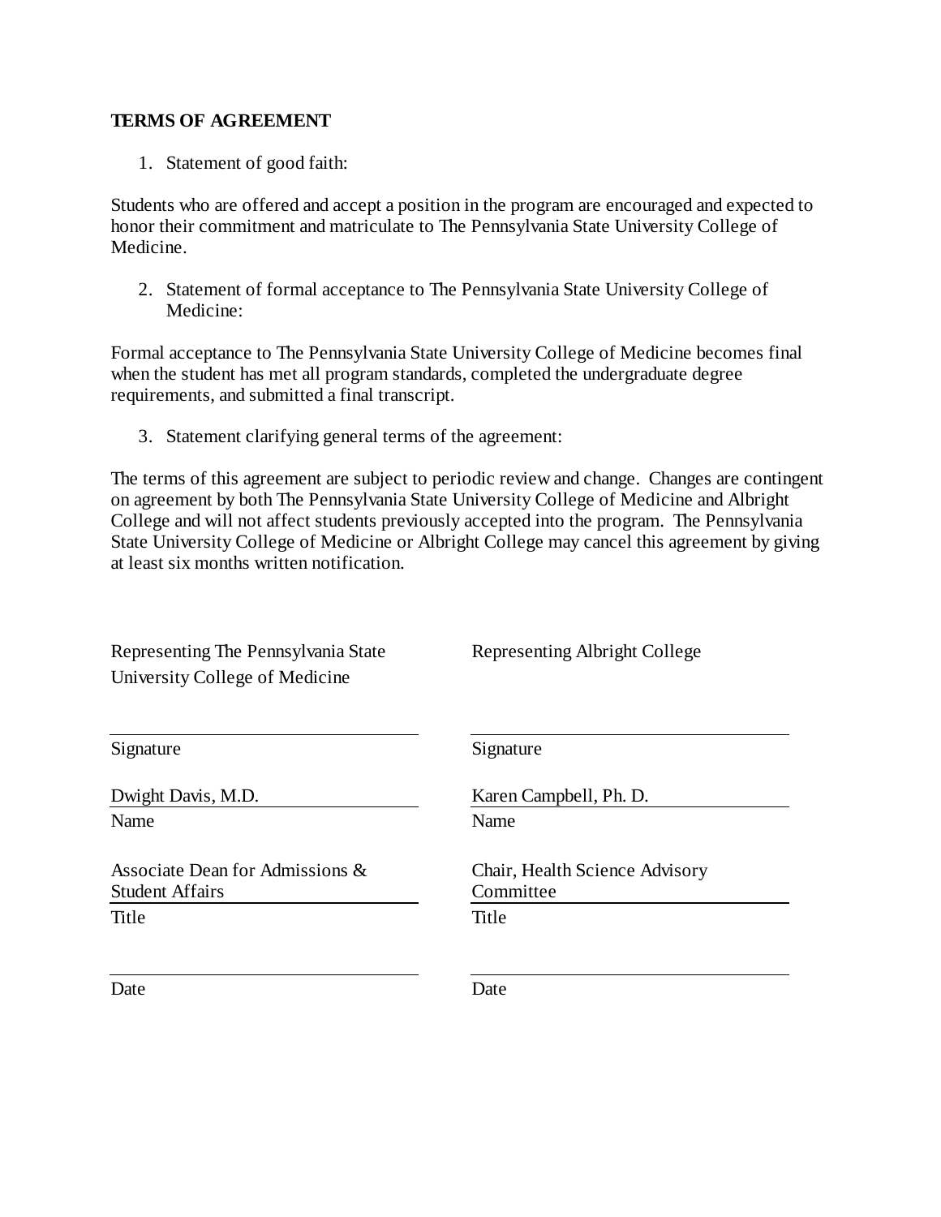**TERMS OF AGREEMENT**

1. Statement of good faith:

Students who are offered and accept a position in the program are encouraged and expected to honor their commitment and matriculate to The Pennsylvania State University College of Medicine.

2. Statement of formal acceptance to The Pennsylvania State University College of Medicine:

Formal acceptance to The Pennsylvania State University College of Medicine becomes final when the student has met all program standards, completed the undergraduate degree requirements, and submitted a final transcript.

3. Statement clarifying general terms of the agreement:

The terms of this agreement are subject to periodic review and change. Changes are contingent on agreement by both The Pennsylvania State University College of Medicine and Albright College and will not affect students previously accepted into the program. The Pennsylvania State University College of Medicine or Albright College may cancel this agreement by giving at least six months written notification.

| Representing The Pennsylvania State University College of Medicine | Representing Albright College |
| --- | --- |
| ______________________ | ______________________ |
| Signature | Signature |
| Dwight Davis, M.D. | Karen Campbell, Ph. D. |
| Name | Name |
| Associate Dean for Admissions & Student Affairs | Chair, Health Science Advisory Committee |
| Title | Title |
| ______________________ | ______________________ |
| Date | Date |